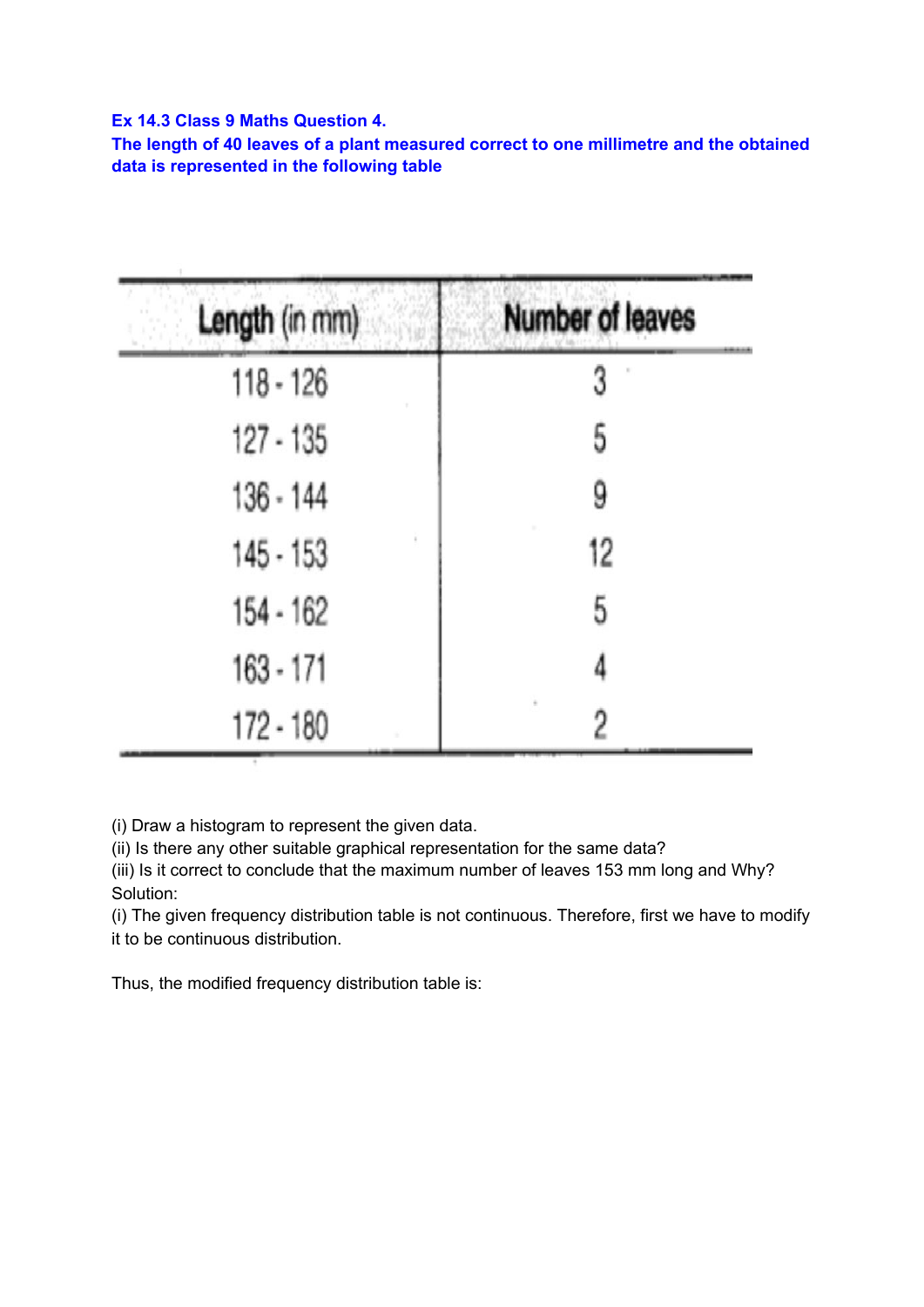**Ex 14.3 Class 9 Maths Question 4.**

**The length of 40 leaves of a plant measured correct to one millimetre and the obtained data is represented in the following table**

| Length (in mm) | Number of leaves |
|---|---|
| 118 - 126 | 3 |
| 127 - 135 | 5 |
| 136 - 144 | 9 |
| 145 - 153 | 12 |
| 154 - 162 | 5 |
| 163 - 171 | 4 |
| 172 - 180 | 2 |

(i) Draw a histogram to represent the given data.
(ii) Is there any other suitable graphical representation for the same data?
(iii) Is it correct to conclude that the maximum number of leaves 153 mm long and Why?
Solution:
(i) The given frequency distribution table is not continuous. Therefore, first we have to modify it to be continuous distribution.

Thus, the modified frequency distribution table is: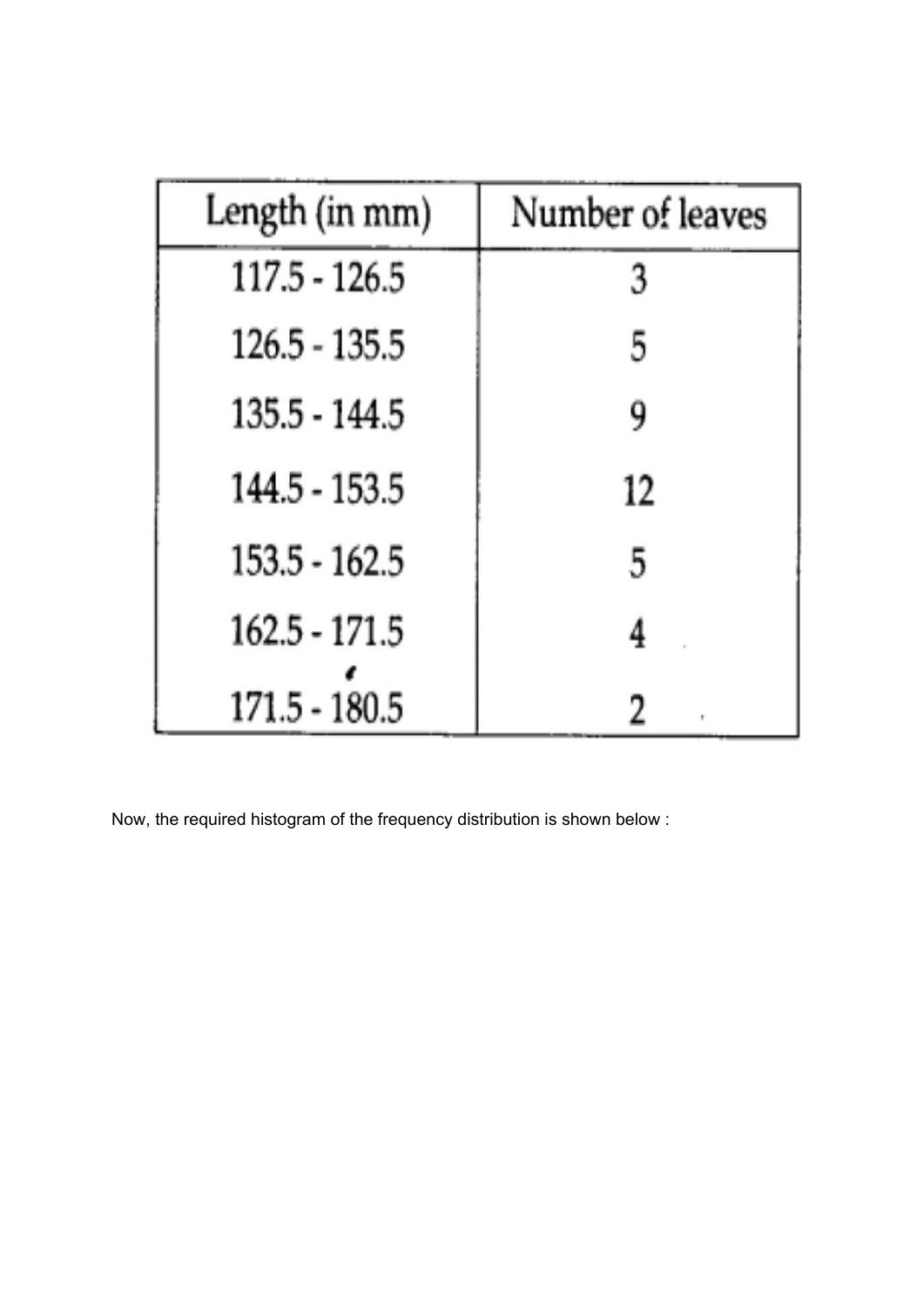| Length (in mm) | Number of leaves |
| --- | --- |
| 117.5 - 126.5 | 3 |
| 126.5 - 135.5 | 5 |
| 135.5 - 144.5 | 9 |
| 144.5 - 153.5 | 12 |
| 153.5 - 162.5 | 5 |
| 162.5 - 171.5 | 4 |
| 171.5 - 180.5 | 2 |

Now, the required histogram of the frequency distribution is shown below :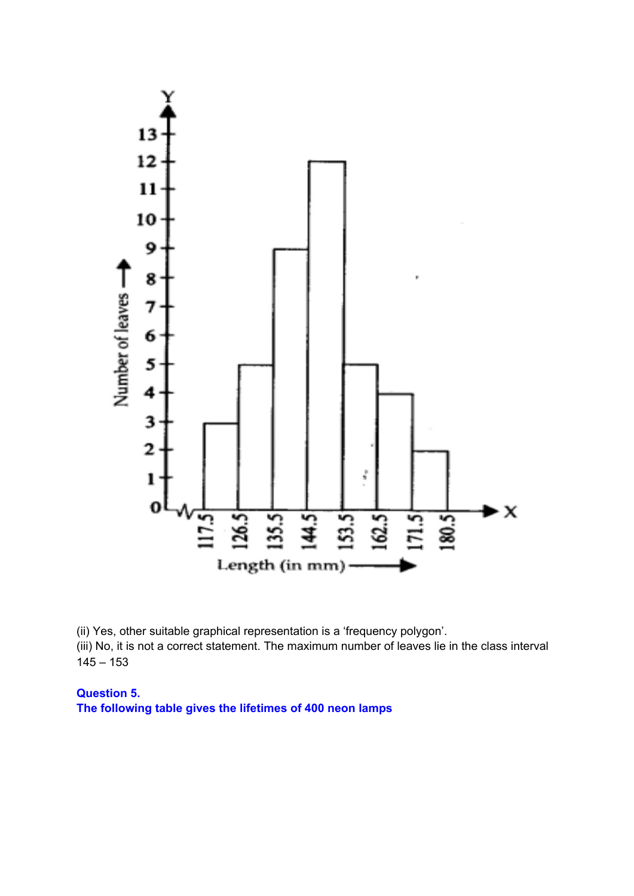(ii) Yes, other suitable graphical representation is a 'frequency polygon'.
(iii) No, it is not a correct statement. The maximum number of leaves lie in the class interval 145 – 153

**Question 5.**
**The following table gives the lifetimes of 400 neon lamps**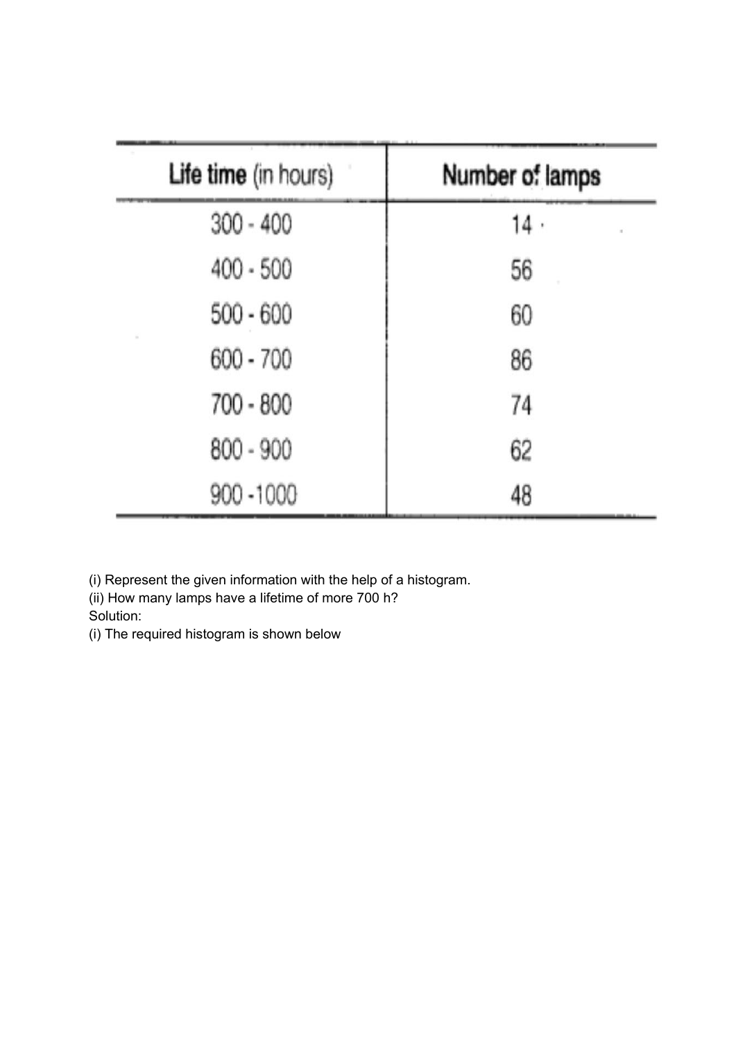| Life time (in hours) | Number of lamps |
|---|---|
| 300 - 400 | 14 |
| 400 - 500 | 56 |
| 500 - 600 | 60 |
| 600 - 700 | 86 |
| 700 - 800 | 74 |
| 800 - 900 | 62 |
| 900 -1000 | 48 |

(i) Represent the given information with the help of a histogram.
(ii) How many lamps have a lifetime of more 700 h?
Solution:
(i) The required histogram is shown below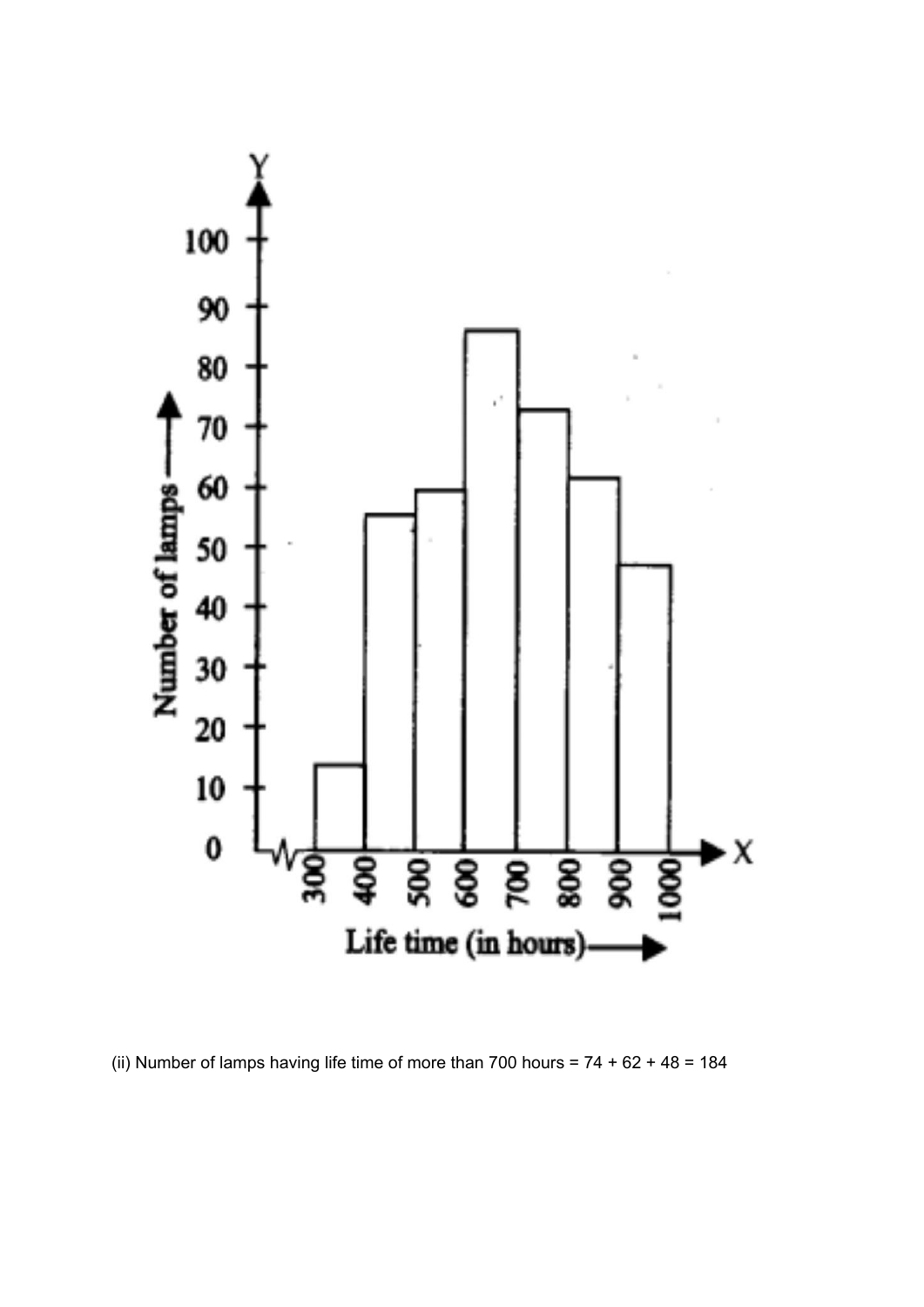Y

100

90

80

70

60

50

40

30

20

10

0

Number of lamps

300 400 500 600 700 800 900 1000

X

Life time (in hours)

(ii) Number of lamps having life time of more than 700 hours = 74 + 62 + 48 = 184